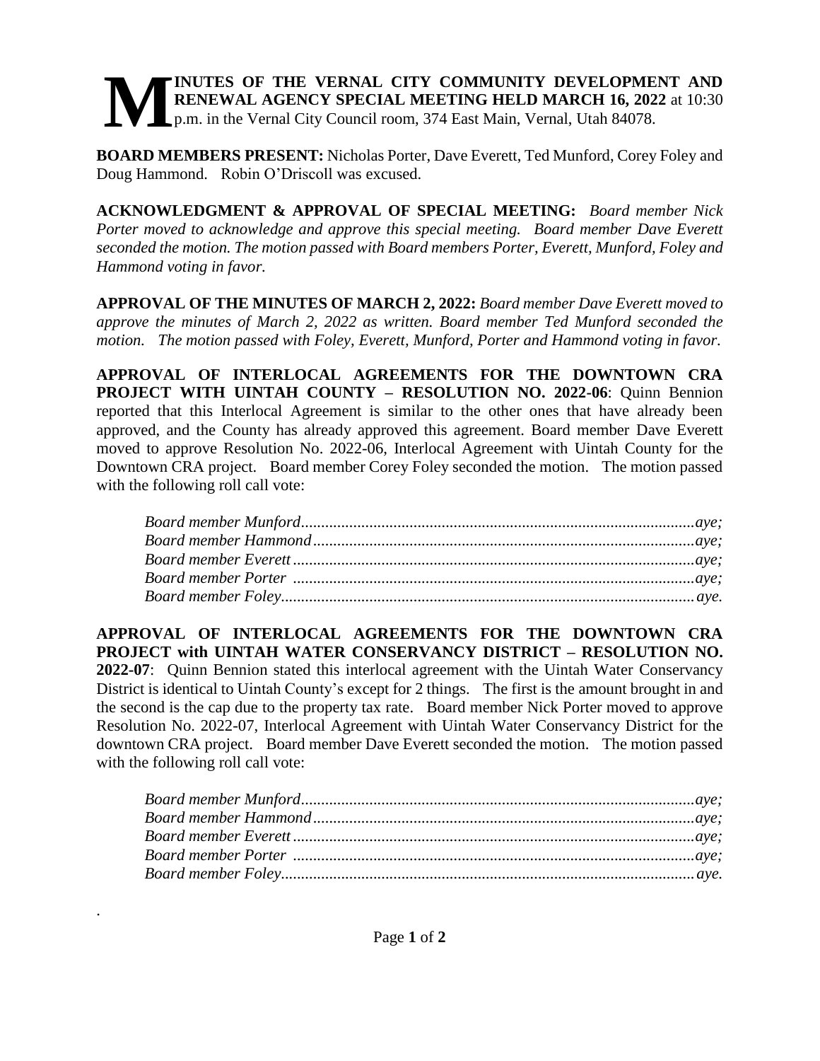**MINUTES OF THE VERNAL CITY COMMUNITY DEVELOPMENT AND RENEWAL AGENCY SPECIAL MEETING HELD MARCH 16, 2022** at 10:30 p.m. in the Vernal City Council room, 374 East Main, Vernal, Utah 84078.

**BOARD MEMBERS PRESENT:** Nicholas Porter, Dave Everett, Ted Munford, Corey Foley and Doug Hammond. Robin O'Driscoll was excused.

**ACKNOWLEDGMENT & APPROVAL OF SPECIAL MEETING:** *Board member Nick Porter moved to acknowledge and approve this special meeting. Board member Dave Everett seconded the motion. The motion passed with Board members Porter, Everett, Munford, Foley and Hammond voting in favor.*

**APPROVAL OF THE MINUTES OF MARCH 2, 2022:** *Board member Dave Everett moved to approve the minutes of March 2, 2022 as written. Board member Ted Munford seconded the motion. The motion passed with Foley, Everett, Munford, Porter and Hammond voting in favor.*

**APPROVAL OF INTERLOCAL AGREEMENTS FOR THE DOWNTOWN CRA PROJECT WITH UINTAH COUNTY – RESOLUTION NO. 2022-06**: Quinn Bennion reported that this Interlocal Agreement is similar to the other ones that have already been approved, and the County has already approved this agreement. Board member Dave Everett moved to approve Resolution No. 2022-06, Interlocal Agreement with Uintah County for the Downtown CRA project. Board member Corey Foley seconded the motion. The motion passed with the following roll call vote:

*Board member Munford........................................................aye;*
*Board member Hammond........................................................aye;*
*Board member Everett........................................................aye;*
*Board member Porter........................................................aye;*
*Board member Foley........................................................aye.*

**APPROVAL OF INTERLOCAL AGREEMENTS FOR THE DOWNTOWN CRA PROJECT with UINTAH WATER CONSERVANCY DISTRICT – RESOLUTION NO. 2022-07**: Quinn Bennion stated this interlocal agreement with the Uintah Water Conservancy District is identical to Uintah County's except for 2 things. The first is the amount brought in and the second is the cap due to the property tax rate. Board member Nick Porter moved to approve Resolution No. 2022-07, Interlocal Agreement with Uintah Water Conservancy District for the downtown CRA project. Board member Dave Everett seconded the motion. The motion passed with the following roll call vote:

*Board member Munford........................................................aye;*
*Board member Hammond........................................................aye;*
*Board member Everett........................................................aye;*
*Board member Porter........................................................aye;*
*Board member Foley........................................................aye.*

.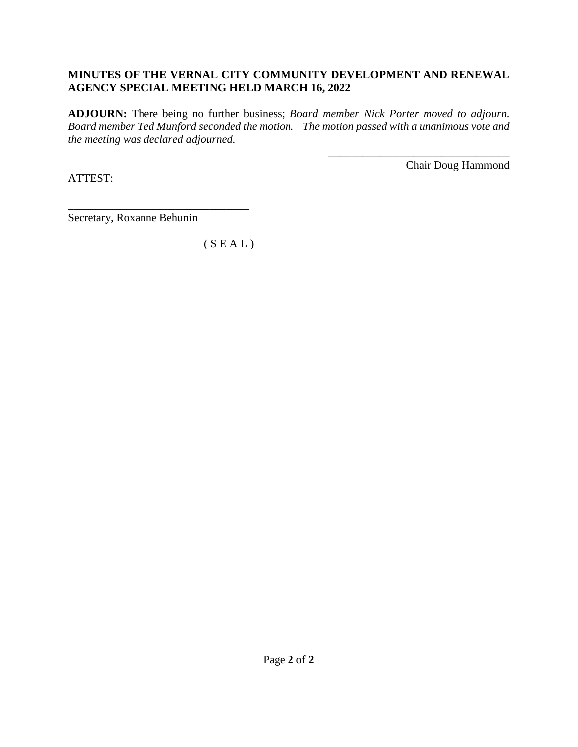**MINUTES OF THE VERNAL CITY COMMUNITY DEVELOPMENT AND RENEWAL AGENCY SPECIAL MEETING HELD MARCH 16, 2022**

**ADJOURN:** There being no further business; *Board member Nick Porter moved to adjourn. Board member Ted Munford seconded the motion. The motion passed with a unanimous vote and the meeting was declared adjourned.*

\_\_\_\_\_\_\_\_\_\_\_\_\_\_\_\_\_\_\_\_\_\_\_\_\_\_\_\_\_\_\_\_\_\_
Chair Doug Hammond

ATTEST:

\_\_\_\_\_\_\_\_\_\_\_\_\_\_\_\_\_\_\_\_\_\_\_\_\_\_\_\_\_\_\_\_\_\_
Secretary, Roxanne Behunin

( S E A L )